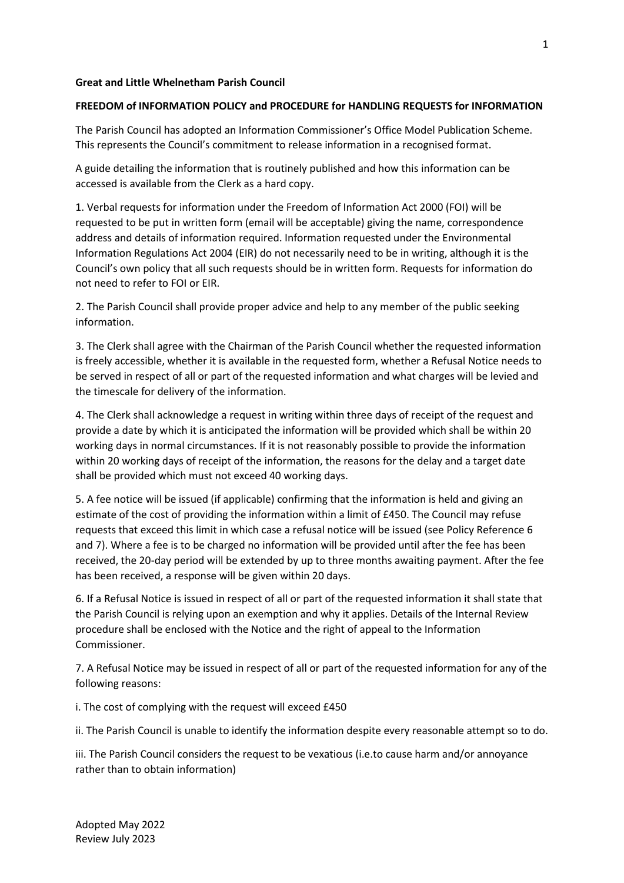**Great and Little Whelnetham Parish Council**

**FREEDOM of INFORMATION POLICY and PROCEDURE for HANDLING REQUESTS for INFORMATION**

The Parish Council has adopted an Information Commissioner's Office Model Publication Scheme. This represents the Council's commitment to release information in a recognised format.

A guide detailing the information that is routinely published and how this information can be accessed is available from the Clerk as a hard copy.

1. Verbal requests for information under the Freedom of Information Act 2000 (FOI) will be requested to be put in written form (email will be acceptable) giving the name, correspondence address and details of information required. Information requested under the Environmental Information Regulations Act 2004 (EIR) do not necessarily need to be in writing, although it is the Council's own policy that all such requests should be in written form. Requests for information do not need to refer to FOI or EIR.

2. The Parish Council shall provide proper advice and help to any member of the public seeking information.

3. The Clerk shall agree with the Chairman of the Parish Council whether the requested information is freely accessible, whether it is available in the requested form, whether a Refusal Notice needs to be served in respect of all or part of the requested information and what charges will be levied and the timescale for delivery of the information.

4. The Clerk shall acknowledge a request in writing within three days of receipt of the request and provide a date by which it is anticipated the information will be provided which shall be within 20 working days in normal circumstances. If it is not reasonably possible to provide the information within 20 working days of receipt of the information, the reasons for the delay and a target date shall be provided which must not exceed 40 working days.

5. A fee notice will be issued (if applicable) confirming that the information is held and giving an estimate of the cost of providing the information within a limit of £450. The Council may refuse requests that exceed this limit in which case a refusal notice will be issued (see Policy Reference 6 and 7). Where a fee is to be charged no information will be provided until after the fee has been received, the 20-day period will be extended by up to three months awaiting payment. After the fee has been received, a response will be given within 20 days.

6. If a Refusal Notice is issued in respect of all or part of the requested information it shall state that the Parish Council is relying upon an exemption and why it applies. Details of the Internal Review procedure shall be enclosed with the Notice and the right of appeal to the Information Commissioner.

7. A Refusal Notice may be issued in respect of all or part of the requested information for any of the following reasons:

i. The cost of complying with the request will exceed £450

ii. The Parish Council is unable to identify the information despite every reasonable attempt so to do.

iii. The Parish Council considers the request to be vexatious (i.e.to cause harm and/or annoyance rather than to obtain information)

Adopted May 2022
Review July 2023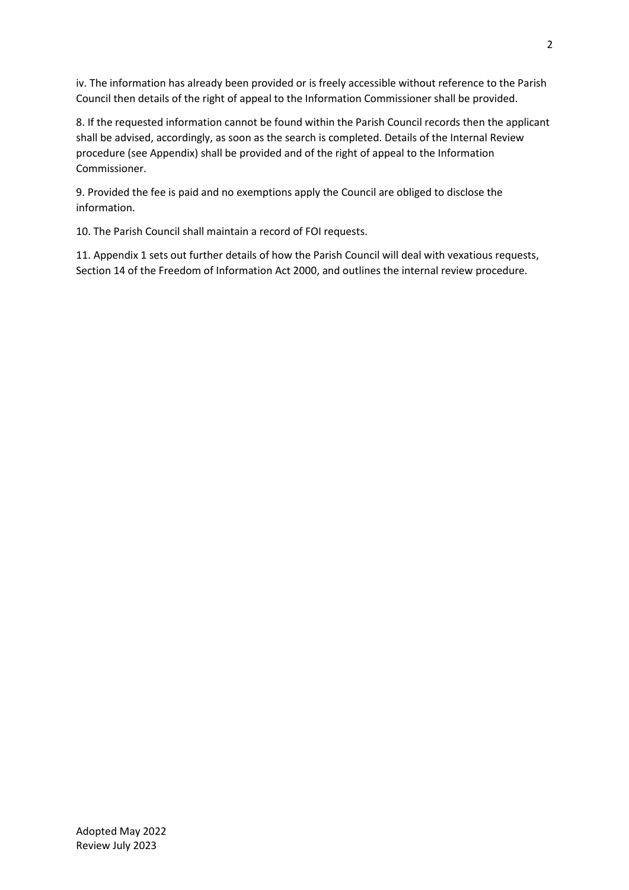iv. The information has already been provided or is freely accessible without reference to the Parish Council then details of the right of appeal to the Information Commissioner shall be provided.

8. If the requested information cannot be found within the Parish Council records then the applicant shall be advised, accordingly, as soon as the search is completed. Details of the Internal Review procedure (see Appendix) shall be provided and of the right of appeal to the Information Commissioner.

9. Provided the fee is paid and no exemptions apply the Council are obliged to disclose the information.

10. The Parish Council shall maintain a record of FOI requests.

11. Appendix 1 sets out further details of how the Parish Council will deal with vexatious requests, Section 14 of the Freedom of Information Act 2000, and outlines the internal review procedure.

Adopted May 2022
Review July 2023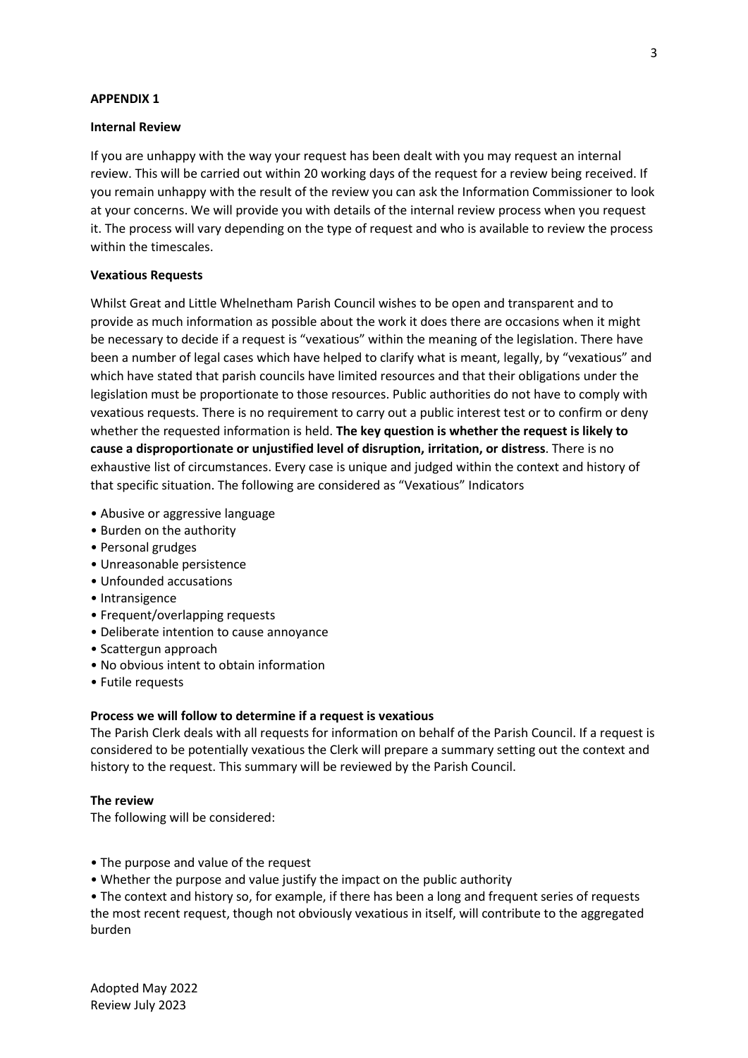**APPENDIX 1**

**Internal Review**

If you are unhappy with the way your request has been dealt with you may request an internal review. This will be carried out within 20 working days of the request for a review being received. If you remain unhappy with the result of the review you can ask the Information Commissioner to look at your concerns. We will provide you with details of the internal review process when you request it. The process will vary depending on the type of request and who is available to review the process within the timescales.

**Vexatious Requests**

Whilst Great and Little Whelnetham Parish Council wishes to be open and transparent and to provide as much information as possible about the work it does there are occasions when it might be necessary to decide if a request is "vexatious" within the meaning of the legislation. There have been a number of legal cases which have helped to clarify what is meant, legally, by "vexatious" and which have stated that parish councils have limited resources and that their obligations under the legislation must be proportionate to those resources. Public authorities do not have to comply with vexatious requests. There is no requirement to carry out a public interest test or to confirm or deny whether the requested information is held. **The key question is whether the request is likely to cause a disproportionate or unjustified level of disruption, irritation, or distress**. There is no exhaustive list of circumstances. Every case is unique and judged within the context and history of that specific situation. The following are considered as "Vexatious" Indicators

- Abusive or aggressive language
- Burden on the authority
- Personal grudges
- Unreasonable persistence
- Unfounded accusations
- Intransigence
- Frequent/overlapping requests
- Deliberate intention to cause annoyance
- Scattergun approach
- No obvious intent to obtain information
- Futile requests

**Process we will follow to determine if a request is vexatious**

The Parish Clerk deals with all requests for information on behalf of the Parish Council. If a request is considered to be potentially vexatious the Clerk will prepare a summary setting out the context and history to the request. This summary will be reviewed by the Parish Council.

**The review**

The following will be considered:

- The purpose and value of the request
- Whether the purpose and value justify the impact on the public authority
- The context and history so, for example, if there has been a long and frequent series of requests the most recent request, though not obviously vexatious in itself, will contribute to the aggregated burden

Adopted May 2022
Review July 2023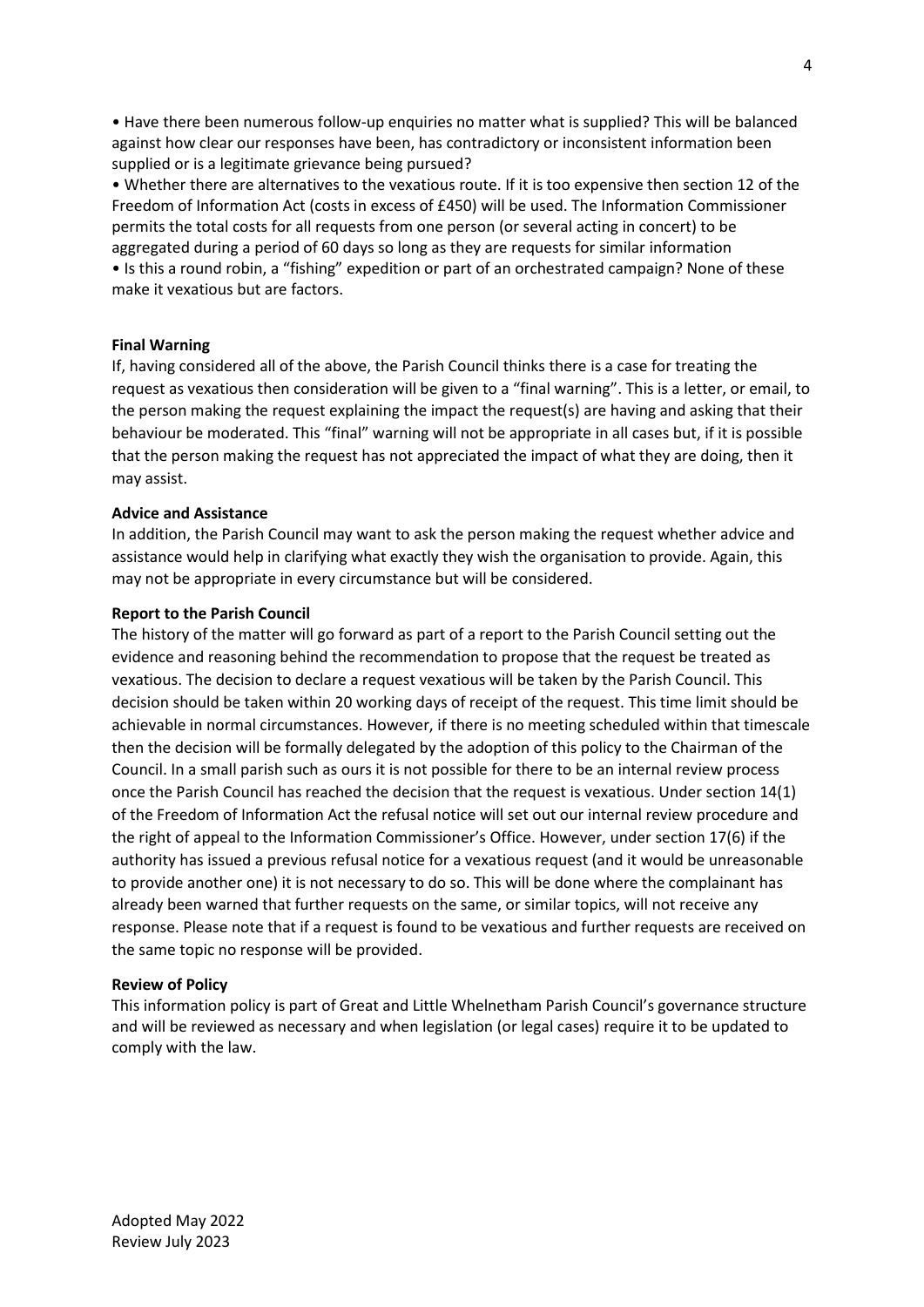- Have there been numerous follow-up enquiries no matter what is supplied? This will be balanced against how clear our responses have been, has contradictory or inconsistent information been supplied or is a legitimate grievance being pursued?
- Whether there are alternatives to the vexatious route. If it is too expensive then section 12 of the Freedom of Information Act (costs in excess of £450) will be used. The Information Commissioner permits the total costs for all requests from one person (or several acting in concert) to be aggregated during a period of 60 days so long as they are requests for similar information
- Is this a round robin, a "fishing" expedition or part of an orchestrated campaign? None of these make it vexatious but are factors.

**Final Warning**

If, having considered all of the above, the Parish Council thinks there is a case for treating the request as vexatious then consideration will be given to a "final warning". This is a letter, or email, to the person making the request explaining the impact the request(s) are having and asking that their behaviour be moderated. This "final" warning will not be appropriate in all cases but, if it is possible that the person making the request has not appreciated the impact of what they are doing, then it may assist.

**Advice and Assistance**

In addition, the Parish Council may want to ask the person making the request whether advice and assistance would help in clarifying what exactly they wish the organisation to provide. Again, this may not be appropriate in every circumstance but will be considered.

**Report to the Parish Council**

The history of the matter will go forward as part of a report to the Parish Council setting out the evidence and reasoning behind the recommendation to propose that the request be treated as vexatious. The decision to declare a request vexatious will be taken by the Parish Council. This decision should be taken within 20 working days of receipt of the request. This time limit should be achievable in normal circumstances. However, if there is no meeting scheduled within that timescale then the decision will be formally delegated by the adoption of this policy to the Chairman of the Council. In a small parish such as ours it is not possible for there to be an internal review process once the Parish Council has reached the decision that the request is vexatious. Under section 14(1) of the Freedom of Information Act the refusal notice will set out our internal review procedure and the right of appeal to the Information Commissioner's Office. However, under section 17(6) if the authority has issued a previous refusal notice for a vexatious request (and it would be unreasonable to provide another one) it is not necessary to do so. This will be done where the complainant has already been warned that further requests on the same, or similar topics, will not receive any response. Please note that if a request is found to be vexatious and further requests are received on the same topic no response will be provided.

**Review of Policy**

This information policy is part of Great and Little Whelnetham Parish Council's governance structure and will be reviewed as necessary and when legislation (or legal cases) require it to be updated to comply with the law.

Adopted May 2022
Review July 2023